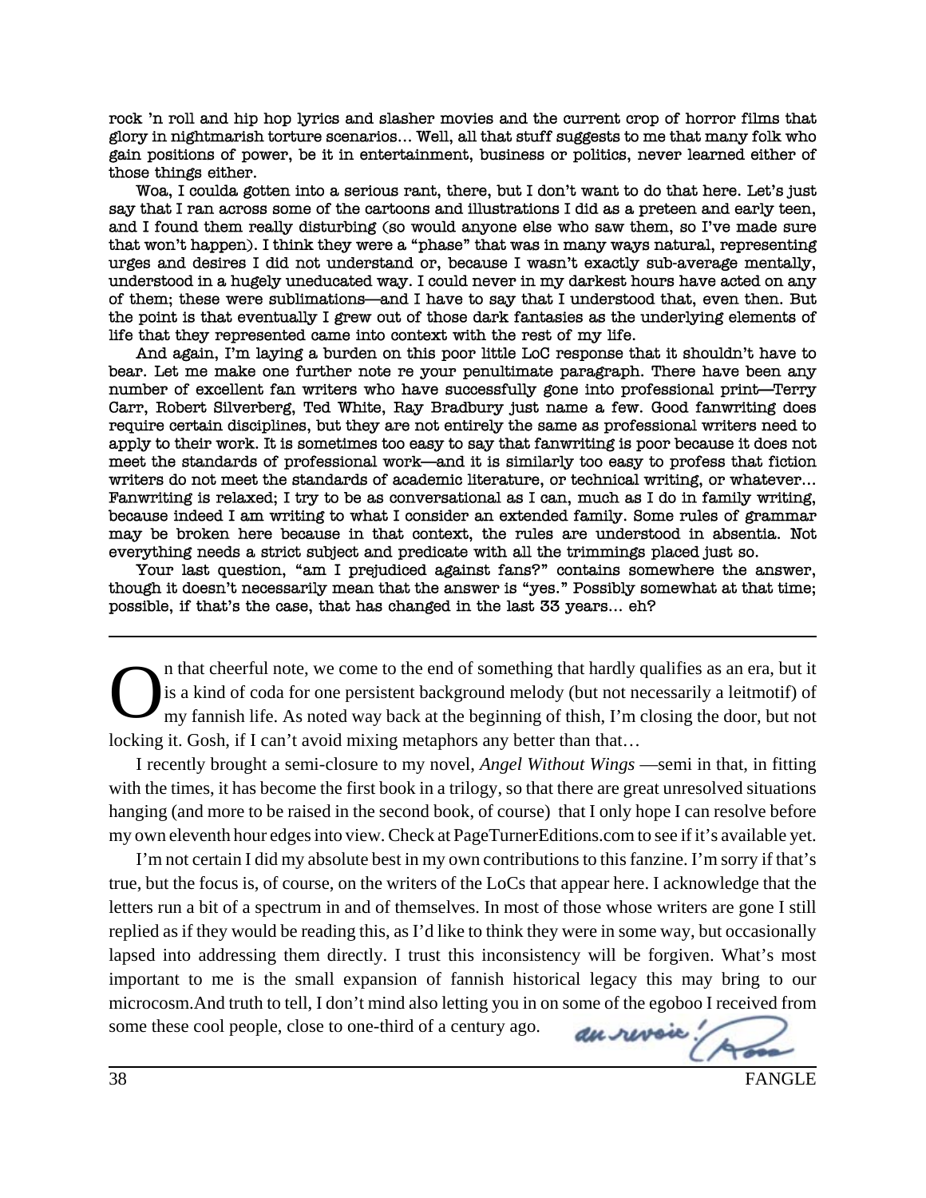rock 'n roll and hip hop lyrics and slasher movies and the current crop of horror films that glory in nightmarish torture scenarios… Well, all that stuff suggests to me that many folk who gain positions of power, be it in entertainment, business or politics, never learned either of those things either.

Woa, I coulda gotten into a serious rant, there, but I don't want to do that here. Let's just say that I ran across some of the cartoons and illustrations I did as a preteen and early teen, and I found them really disturbing (so would anyone else who saw them, so I've made sure that won't happen). I think they were a "phase" that was in many ways natural, representing urges and desires I did not understand or, because I wasn't exactly sub-average mentally, understood in a hugely uneducated way. I could never in my darkest hours have acted on any of them; these were sublimations—and I have to say that I understood that, even then. But the point is that eventually I grew out of those dark fantasies as the underlying elements of life that they represented came into context with the rest of my life.

And again, I'm laying a burden on this poor little LoC response that it shouldn't have to bear. Let me make one further note re your penultimate paragraph. There have been any number of excellent fan writers who have successfully gone into professional print—Terry Carr, Robert Silverberg, Ted White, Ray Bradbury just name a few. Good fanwriting does require certain disciplines, but they are not entirely the same as professional writers need to apply to their work. It is sometimes too easy to say that fanwriting is poor because it does not meet the standards of professional work—and it is similarly too easy to profess that fiction writers do not meet the standards of academic literature, or technical writing, or whatever… Fanwriting is relaxed; I try to be as conversational as I can, much as I do in family writing, because indeed I am writing to what I consider an extended family. Some rules of grammar may be broken here because in that context, the rules are understood in absentia. Not everything needs a strict subject and predicate with all the trimmings placed just so.

Your last question, "am I prejudiced against fans?" contains somewhere the answer, though it doesn't necessarily mean that the answer is "yes." Possibly somewhat at that time; possible, if that's the case, that has changed in the last 33 years… eh?

---

On that cheerful note, we come to the end of something that hardly qualifies as an era, but it is a kind of coda for one persistent background melody (but not necessarily a leitmotif) of my fannish life. As noted way back at the beginning of thish, I'm closing the door, but not locking it. Gosh, if I can't avoid mixing metaphors any better than that…

I recently brought a semi-closure to my novel, *Angel Without Wings* —semi in that, in fitting with the times, it has become the first book in a trilogy, so that there are great unresolved situations hanging (and more to be raised in the second book, of course) that I only hope I can resolve before my own eleventh hour edges into view. Check at PageTurnerEditions.com to see if it's available yet.

I'm not certain I did my absolute best in my own contributions to this fanzine. I'm sorry if that's true, but the focus is, of course, on the writers of the LoCs that appear here. I acknowledge that the letters run a bit of a spectrum in and of themselves. In most of those whose writers are gone I still replied as if they would be reading this, as I'd like to think they were in some way, but occasionally lapsed into addressing them directly. I trust this inconsistency will be forgiven. What's most important to me is the small expansion of fannish historical legacy this may bring to our microcosm.And truth to tell, I don't mind also letting you in on some of the egoboo I received from some these cool people, close to one-third of a century ago.

*au revoir! Ross*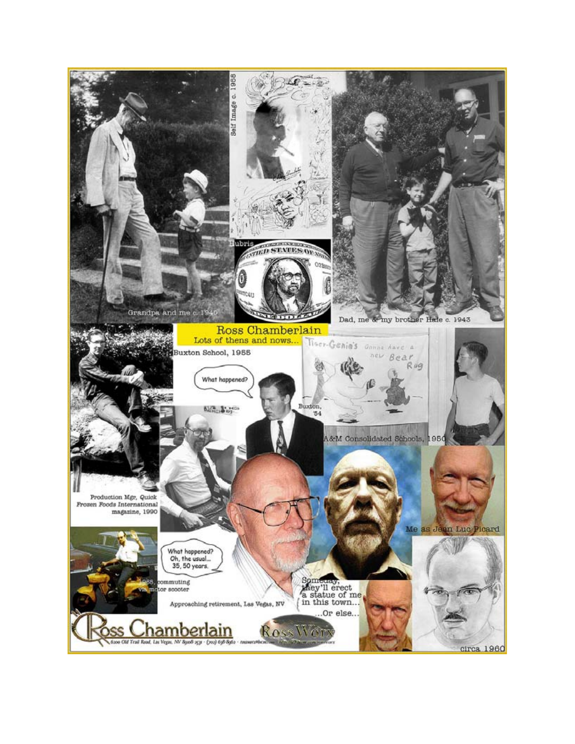Self Image c. 1958

Hubris

Grandpa and me c. 1940

Dad, me & my brother Hale c. 1943

## Ross Chamberlain

Lots of thens and nows...

Buxton School, 1955

What happened?

Tiger-Genie's Gonna have a new Bear Rug

Buxton, '54

A&M Consolidated Schools, 1950

Production Mgr, *Quick Frozen Foods International* magazine, 1990

Me as Jean Luc Picard

What happened? Oh, the usual... 35, 50 years.

1965, commuting via motor scooter

Approaching retirement, Las Vegas, NV

Someday, they'll erect a statue of me in this town... ...Or else...

circa 1960

Ross Chamberlain

6200 Old Trail Road, Las Vegas, NV 89108-1531 · (702) 638-8962

RossWorx